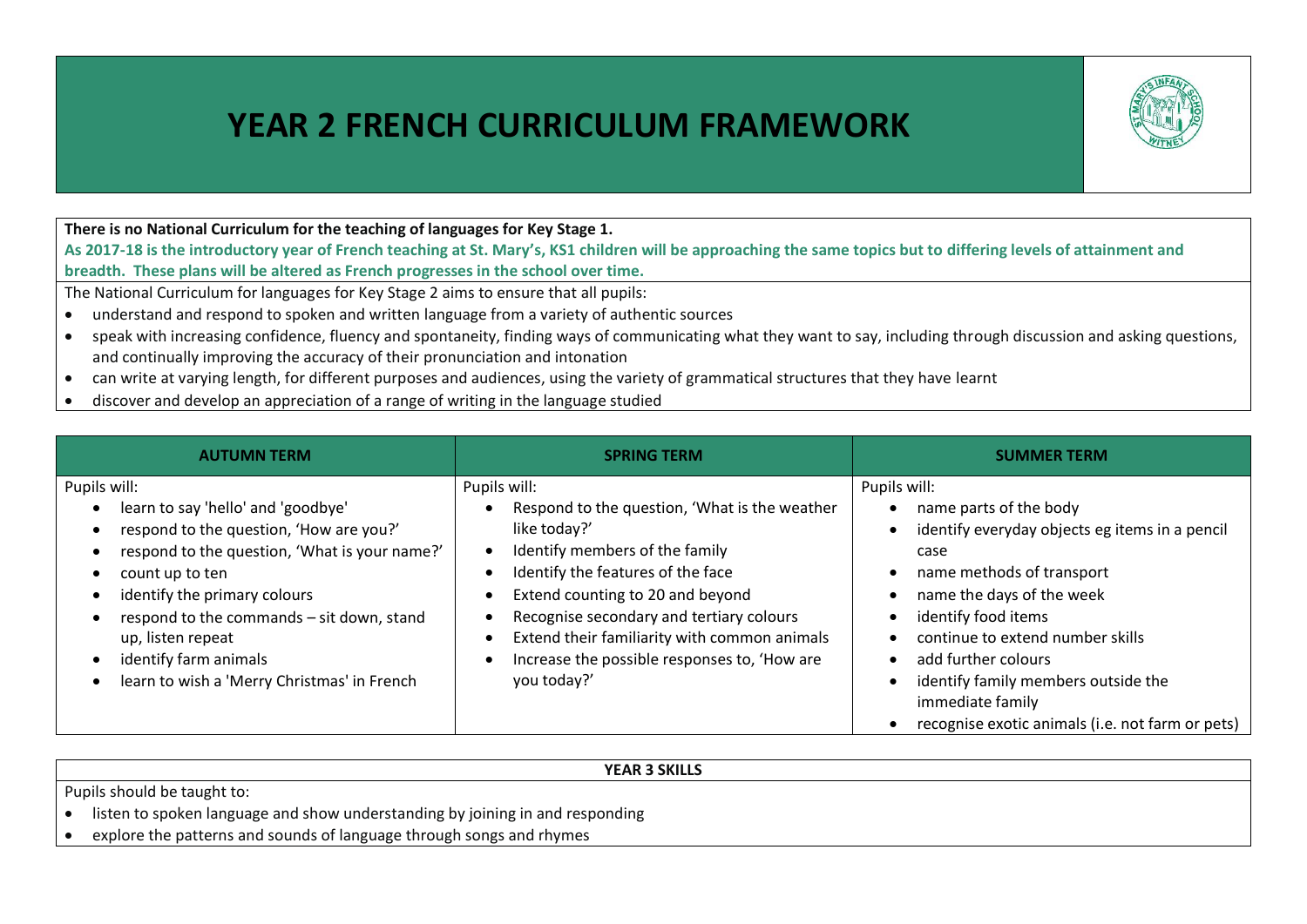# YEAR 2 FRENCH CURRICULUM FRAMEWORK

**There is no National Curriculum for the teaching of languages for Key Stage 1.**

**As 2017-18 is the introductory year of French teaching at St. Mary's, KS1 children will be approaching the same topics but to differing levels of attainment and breadth. These plans will be altered as French progresses in the school over time.**

The National Curriculum for languages for Key Stage 2 aims to ensure that all pupils:

- understand and respond to spoken and written language from a variety of authentic sources
- speak with increasing confidence, fluency and spontaneity, finding ways of communicating what they want to say, including through discussion and asking questions, and continually improving the accuracy of their pronunciation and intonation
- can write at varying length, for different purposes and audiences, using the variety of grammatical structures that they have learnt
- discover and develop an appreciation of a range of writing in the language studied

| AUTUMN TERM | SPRING TERM | SUMMER TERM |
|---|---|---|
| Pupils will:<br>• learn to say 'hello' and 'goodbye'<br>• respond to the question, 'How are you?'<br>• respond to the question, 'What is your name?'<br>• count up to ten<br>• identify the primary colours<br>• respond to the commands – sit down, stand up, listen repeat<br>• identify farm animals<br>• learn to wish a 'Merry Christmas' in French | Pupils will:<br>• Respond to the question, 'What is the weather like today?'<br>• Identify members of the family<br>• Identify the features of the face<br>• Extend counting to 20 and beyond<br>• Recognise secondary and tertiary colours<br>• Extend their familiarity with common animals<br>• Increase the possible responses to, 'How are you today?' | Pupils will:<br>• name parts of the body<br>• identify everyday objects eg items in a pencil case<br>• name methods of transport<br>• name the days of the week<br>• identify food items<br>• continue to extend number skills<br>• add further colours<br>• identify family members outside the immediate family<br>• recognise exotic animals (i.e. not farm or pets) |

**YEAR 3 SKILLS**

Pupils should be taught to:

- listen to spoken language and show understanding by joining in and responding
- explore the patterns and sounds of language through songs and rhymes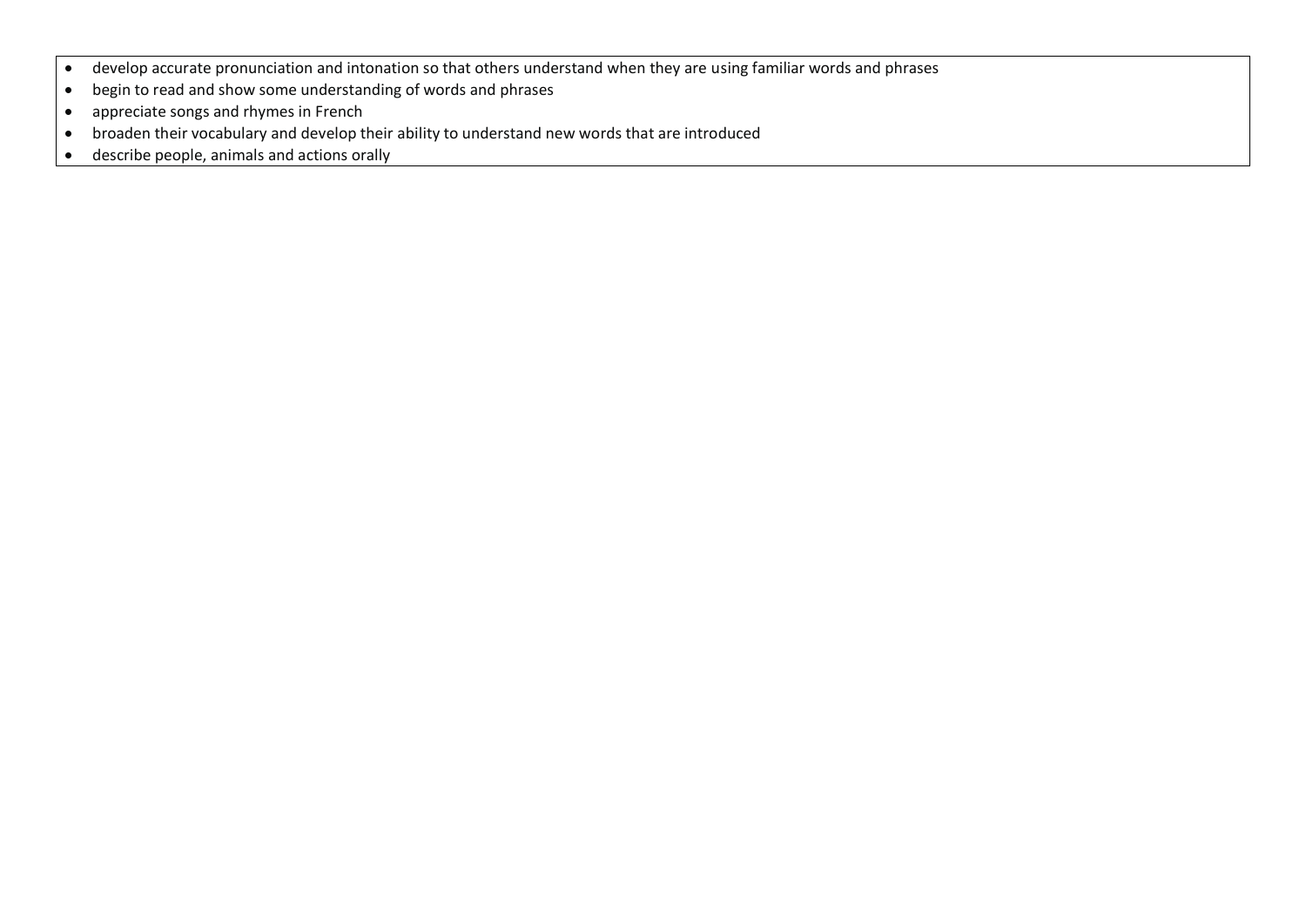- develop accurate pronunciation and intonation so that others understand when they are using familiar words and phrases
- begin to read and show some understanding of words and phrases
- appreciate songs and rhymes in French
- broaden their vocabulary and develop their ability to understand new words that are introduced
- describe people, animals and actions orally